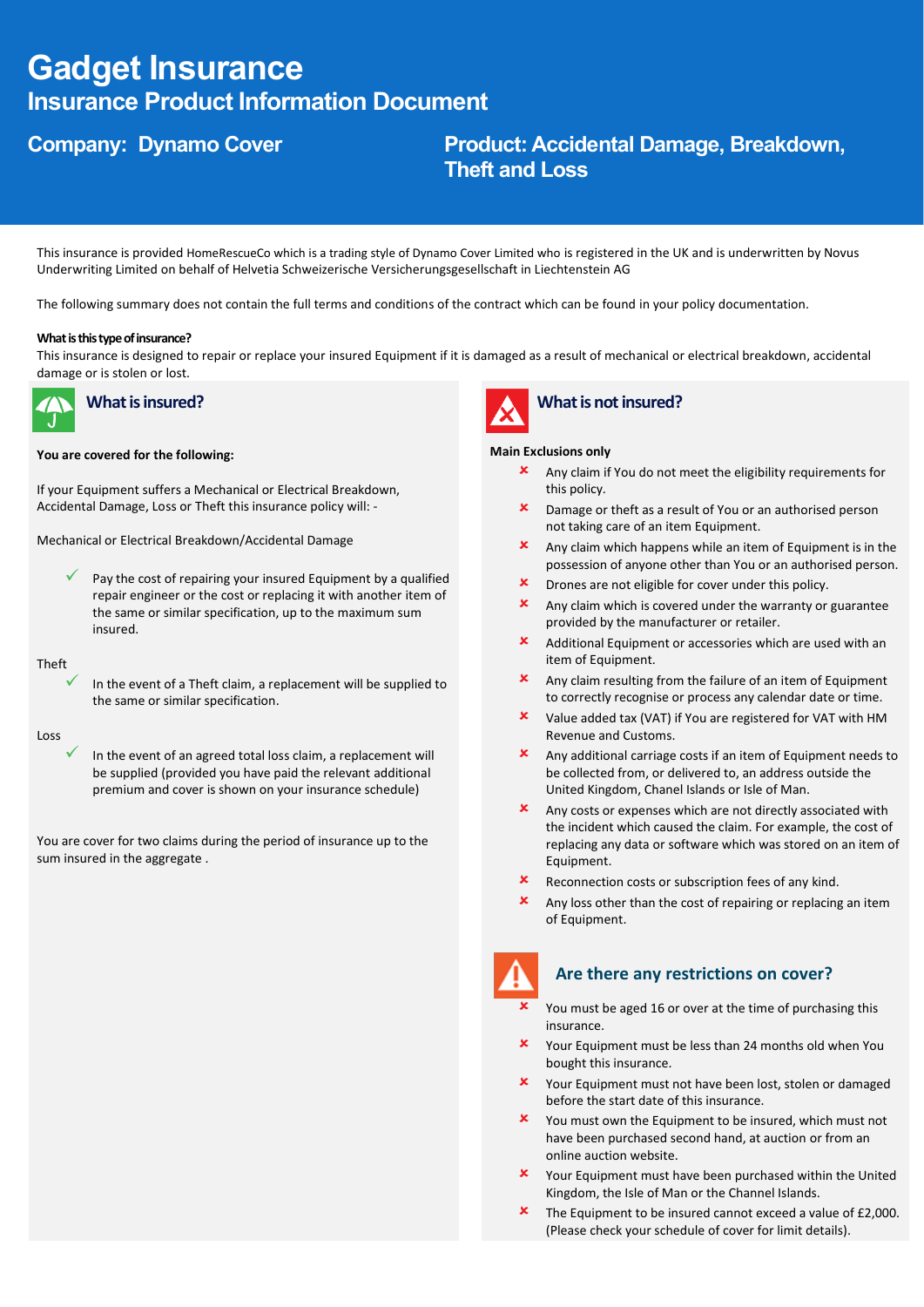# Gadget Insurance

## Insurance Product Information Document

**Company: Dynamo Cover**

**Product: Accidental Damage, Breakdown, Theft and Loss**

This insurance is provided HomeRescueCo which is a trading style of Dynamo Cover Limited who is registered in the UK and is underwritten by Novus Underwriting Limited on behalf of Helvetia Schweizerische Versicherungsgesellschaft in Liechtenstein AG

The following summary does not contain the full terms and conditions of the contract which can be found in your policy documentation.

**What is this type of insurance?**

This insurance is designed to repair or replace your insured Equipment if it is damaged as a result of mechanical or electrical breakdown, accidental damage or is stolen or lost.

### What is insured?

**You are covered for the following:**

If your Equipment suffers a Mechanical or Electrical Breakdown, Accidental Damage, Loss or Theft this insurance policy will: -

Mechanical or Electrical Breakdown/Accidental Damage

- ✓ Pay the cost of repairing your insured Equipment by a qualified repair engineer or the cost or replacing it with another item of the same or similar specification, up to the maximum sum insured.

Theft

- ✓ In the event of a Theft claim, a replacement will be supplied to the same or similar specification.

Loss

- ✓ In the event of an agreed total loss claim, a replacement will be supplied (provided you have paid the relevant additional premium and cover is shown on your insurance schedule)

You are cover for two claims during the period of insurance up to the sum insured in the aggregate .

### What is not insured?

**Main Exclusions only**

- ✗ Any claim if You do not meet the eligibility requirements for this policy.
- ✗ Damage or theft as a result of You or an authorised person not taking care of an item Equipment.
- ✗ Any claim which happens while an item of Equipment is in the possession of anyone other than You or an authorised person.
- ✗ Drones are not eligible for cover under this policy.
- ✗ Any claim which is covered under the warranty or guarantee provided by the manufacturer or retailer.
- ✗ Additional Equipment or accessories which are used with an item of Equipment.
- ✗ Any claim resulting from the failure of an item of Equipment to correctly recognise or process any calendar date or time.
- ✗ Value added tax (VAT) if You are registered for VAT with HM Revenue and Customs.
- ✗ Any additional carriage costs if an item of Equipment needs to be collected from, or delivered to, an address outside the United Kingdom, Chanel Islands or Isle of Man.
- ✗ Any costs or expenses which are not directly associated with the incident which caused the claim. For example, the cost of replacing any data or software which was stored on an item of Equipment.
- ✗ Reconnection costs or subscription fees of any kind.
- ✗ Any loss other than the cost of repairing or replacing an item of Equipment.

### Are there any restrictions on cover?

- ✗ You must be aged 16 or over at the time of purchasing this insurance.
- ✗ Your Equipment must be less than 24 months old when You bought this insurance.
- ✗ Your Equipment must not have been lost, stolen or damaged before the start date of this insurance.
- ✗ You must own the Equipment to be insured, which must not have been purchased second hand, at auction or from an online auction website.
- ✗ Your Equipment must have been purchased within the United Kingdom, the Isle of Man or the Channel Islands.
- ✗ The Equipment to be insured cannot exceed a value of £2,000. (Please check your schedule of cover for limit details).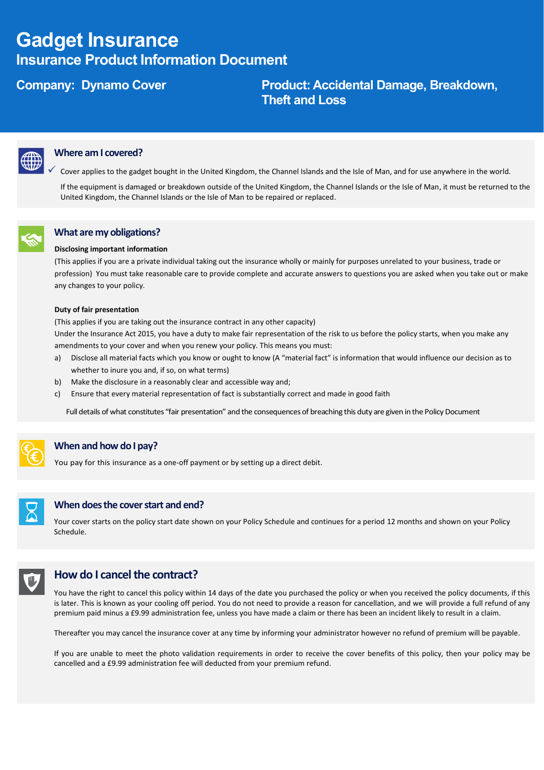# Gadget Insurance

## Insurance Product Information Document

**Company: Dynamo Cover**

**Product: Accidental Damage, Breakdown, Theft and Loss**

## Where am I covered?

- ✓ Cover applies to the gadget bought in the United Kingdom, the Channel Islands and the Isle of Man, and for use anywhere in the world.

  If the equipment is damaged or breakdown outside of the United Kingdom, the Channel Islands or the Isle of Man, it must be returned to the United Kingdom, the Channel Islands or the Isle of Man to be repaired or replaced.

## What are my obligations?

**Disclosing important information**

(This applies if you are a private individual taking out the insurance wholly or mainly for purposes unrelated to your business, trade or profession) You must take reasonable care to provide complete and accurate answers to questions you are asked when you take out or make any changes to your policy.

**Duty of fair presentation**

(This applies if you are taking out the insurance contract in any other capacity)

Under the Insurance Act 2015, you have a duty to make fair representation of the risk to us before the policy starts, when you make any amendments to your cover and when you renew your policy. This means you must:

a) Disclose all material facts which you know or ought to know (A "material fact" is information that would influence our decision as to whether to inure you and, if so, on what terms)

b) Make the disclosure in a reasonably clear and accessible way and;

c) Ensure that every material representation of fact is substantially correct and made in good faith

Full details of what constitutes "fair presentation" and the consequences of breaching this duty are given in the Policy Document

## When and how do I pay?

You pay for this insurance as a one-off payment or by setting up a direct debit.

## When does the cover start and end?

Your cover starts on the policy start date shown on your Policy Schedule and continues for a period 12 months and shown on your Policy Schedule.

## How do I cancel the contract?

You have the right to cancel this policy within 14 days of the date you purchased the policy or when you received the policy documents, if this is later. This is known as your cooling off period. You do not need to provide a reason for cancellation, and we will provide a full refund of any premium paid minus a £9.99 administration fee, unless you have made a claim or there has been an incident likely to result in a claim.

Thereafter you may cancel the insurance cover at any time by informing your administrator however no refund of premium will be payable.

If you are unable to meet the photo validation requirements in order to receive the cover benefits of this policy, then your policy may be cancelled and a £9.99 administration fee will deducted from your premium refund.